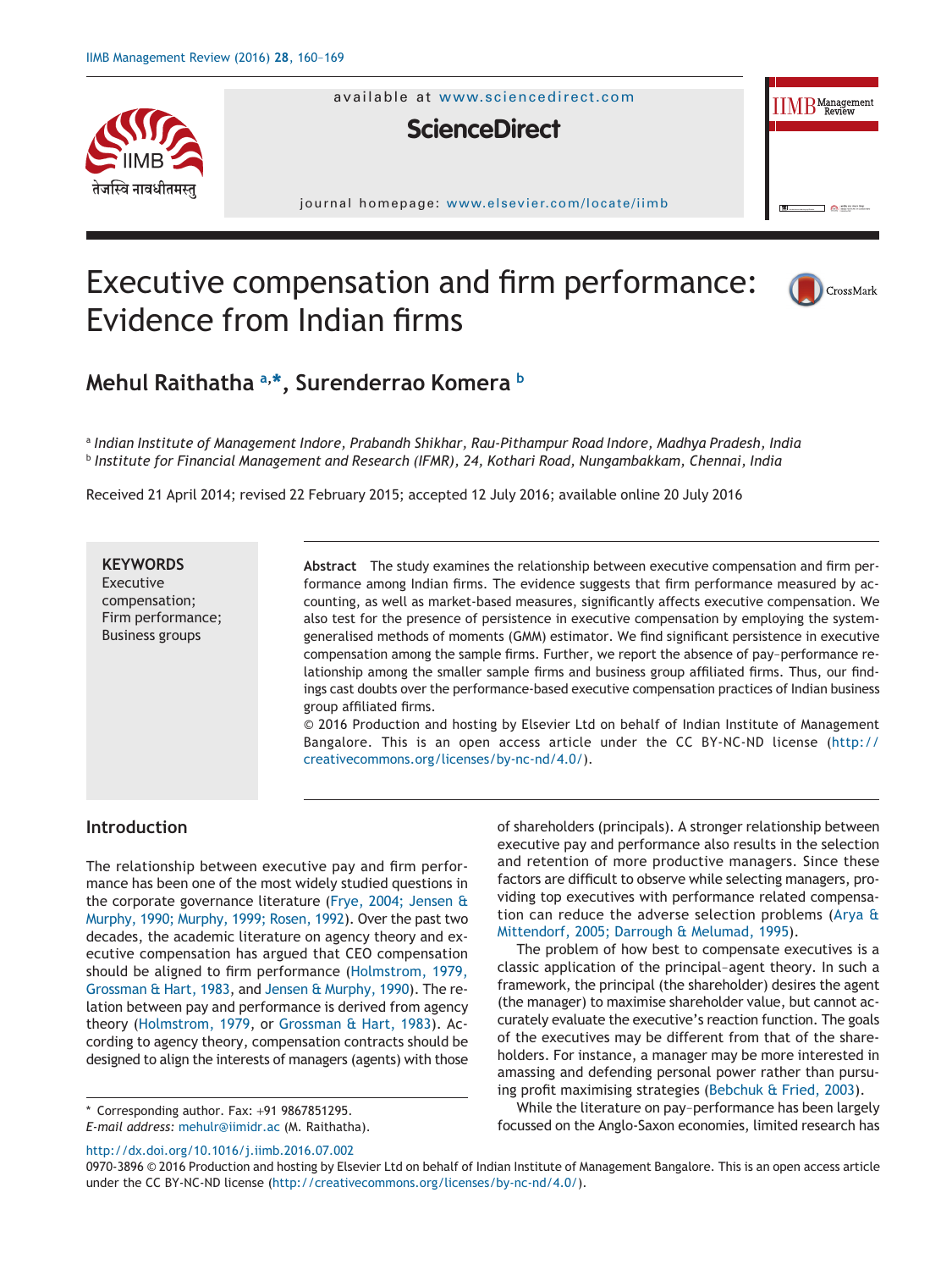# Executive compensation and firm performance: Evidence from Indian firms

**Mehul Raithatha [a,*], Surenderrao Komera [b]**

[a] *Indian Institute of Management Indore, Prabandh Shikhar, Rau-Pithampur Road Indore, Madhya Pradesh, India*
[b] *Institute for Financial Management and Research (IFMR), 24, Kothari Road, Nungambakkam, Chennai, India*

Received 21 April 2014; revised 22 February 2015; accepted 12 July 2016; available online 20 July 2016

**KEYWORDS**
Executive compensation;
Firm performance;
Business groups

**Abstract** The study examines the relationship between executive compensation and firm performance among Indian firms. The evidence suggests that firm performance measured by accounting, as well as market-based measures, significantly affects executive compensation. We also test for the presence of persistence in executive compensation by employing the system-generalised methods of moments (GMM) estimator. We find significant persistence in executive compensation among the sample firms. Further, we report the absence of pay–performance relationship among the smaller sample firms and business group affiliated firms. Thus, our findings cast doubts over the performance-based executive compensation practices of Indian business group affiliated firms.
© 2016 Production and hosting by Elsevier Ltd on behalf of Indian Institute of Management Bangalore. This is an open access article under the CC BY-NC-ND license (http://creativecommons.org/licenses/by-nc-nd/4.0/).

## Introduction

The relationship between executive pay and firm performance has been one of the most widely studied questions in the corporate governance literature (Frye, 2004; Jensen & Murphy, 1990; Murphy, 1999; Rosen, 1992). Over the past two decades, the academic literature on agency theory and executive compensation has argued that CEO compensation should be aligned to firm performance (Holmstrom, 1979, Grossman & Hart, 1983, and Jensen & Murphy, 1990). The relation between pay and performance is derived from agency theory (Holmstrom, 1979, or Grossman & Hart, 1983). According to agency theory, compensation contracts should be designed to align the interests of managers (agents) with those of shareholders (principals). A stronger relationship between executive pay and performance also results in the selection and retention of more productive managers. Since these factors are difficult to observe while selecting managers, providing top executives with performance related compensation can reduce the adverse selection problems (Arya & Mittendorf, 2005; Darrough & Melumad, 1995).

The problem of how best to compensate executives is a classic application of the principal–agent theory. In such a framework, the principal (the shareholder) desires the agent (the manager) to maximise shareholder value, but cannot accurately evaluate the executive's reaction function. The goals of the executives may be different from that of the shareholders. For instance, a manager may be more interested in amassing and defending personal power rather than pursuing profit maximising strategies (Bebchuk & Fried, 2003).

While the literature on pay–performance has been largely focussed on the Anglo-Saxon economies, limited research has

\* Corresponding author. Fax: +91 9867851295.
*E-mail address:* mehulr@iimidr.ac (M. Raithatha).

http://dx.doi.org/10.1016/j.iimb.2016.07.002
0970-3896 © 2016 Production and hosting by Elsevier Ltd on behalf of Indian Institute of Management Bangalore. This is an open access article under the CC BY-NC-ND license (http://creativecommons.org/licenses/by-nc-nd/4.0/).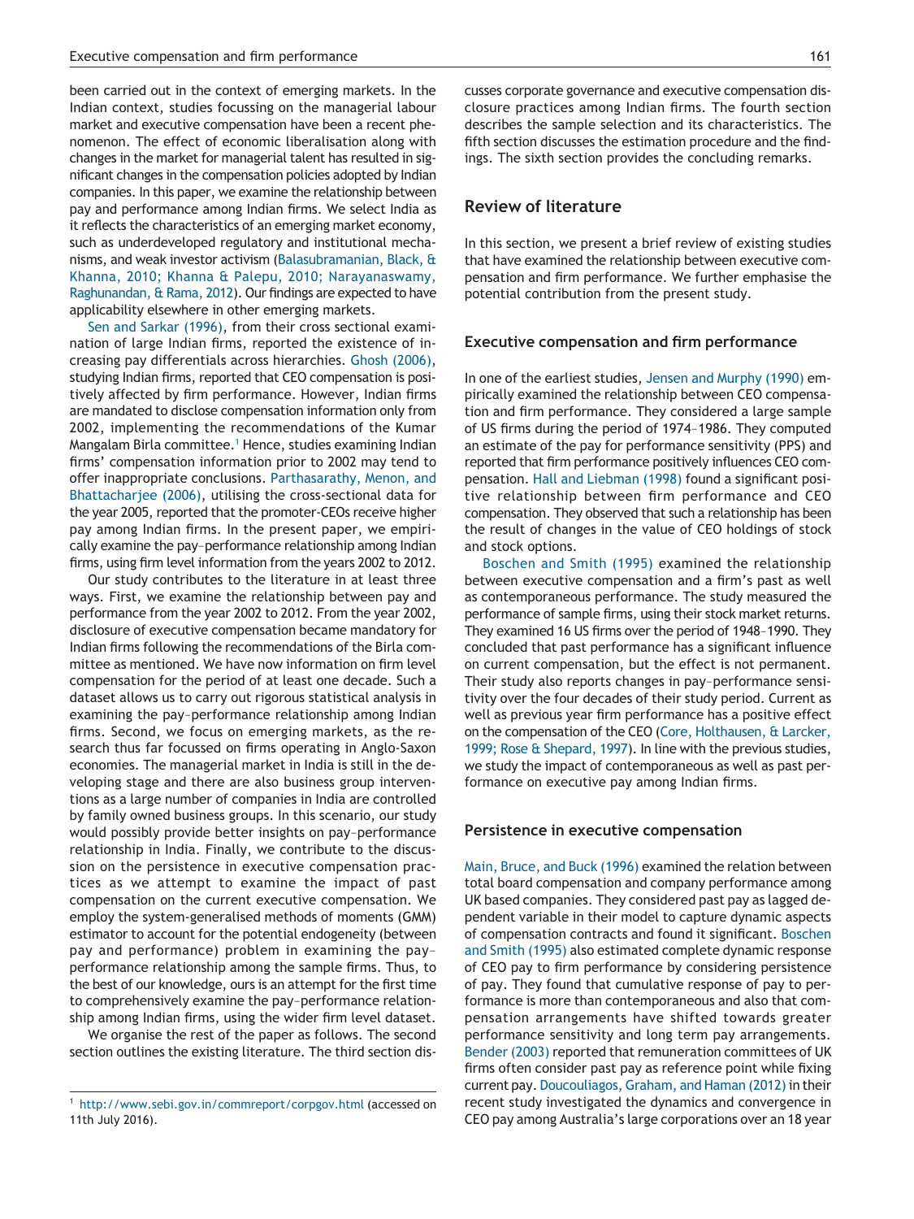been carried out in the context of emerging markets. In the Indian context, studies focussing on the managerial labour market and executive compensation have been a recent phenomenon. The effect of economic liberalisation along with changes in the market for managerial talent has resulted in significant changes in the compensation policies adopted by Indian companies. In this paper, we examine the relationship between pay and performance among Indian firms. We select India as it reflects the characteristics of an emerging market economy, such as underdeveloped regulatory and institutional mechanisms, and weak investor activism (Balasubramanian, Black, & Khanna, 2010; Khanna & Palepu, 2010; Narayanaswamy, Raghunandan, & Rama, 2012). Our findings are expected to have applicability elsewhere in other emerging markets.

Sen and Sarkar (1996), from their cross sectional examination of large Indian firms, reported the existence of increasing pay differentials across hierarchies. Ghosh (2006), studying Indian firms, reported that CEO compensation is positively affected by firm performance. However, Indian firms are mandated to disclose compensation information only from 2002, implementing the recommendations of the Kumar Mangalam Birla committee.[1] Hence, studies examining Indian firms' compensation information prior to 2002 may tend to offer inappropriate conclusions. Parthasarathy, Menon, and Bhattacharjee (2006), utilising the cross-sectional data for the year 2005, reported that the promoter-CEOs receive higher pay among Indian firms. In the present paper, we empirically examine the pay–performance relationship among Indian firms, using firm level information from the years 2002 to 2012.

Our study contributes to the literature in at least three ways. First, we examine the relationship between pay and performance from the year 2002 to 2012. From the year 2002, disclosure of executive compensation became mandatory for Indian firms following the recommendations of the Birla committee as mentioned. We have now information on firm level compensation for the period of at least one decade. Such a dataset allows us to carry out rigorous statistical analysis in examining the pay–performance relationship among Indian firms. Second, we focus on emerging markets, as the research thus far focussed on firms operating in Anglo-Saxon economies. The managerial market in India is still in the developing stage and there are also business group interventions as a large number of companies in India are controlled by family owned business groups. In this scenario, our study would possibly provide better insights on pay–performance relationship in India. Finally, we contribute to the discussion on the persistence in executive compensation practices as we attempt to examine the impact of past compensation on the current executive compensation. We employ the system-generalised methods of moments (GMM) estimator to account for the potential endogeneity (between pay and performance) problem in examining the pay–performance relationship among the sample firms. Thus, to the best of our knowledge, ours is an attempt for the first time to comprehensively examine the pay–performance relationship among Indian firms, using the wider firm level dataset.

We organise the rest of the paper as follows. The second section outlines the existing literature. The third section discusses corporate governance and executive compensation disclosure practices among Indian firms. The fourth section describes the sample selection and its characteristics. The fifth section discusses the estimation procedure and the findings. The sixth section provides the concluding remarks.

[1] http://www.sebi.gov.in/commreport/corpgov.html (accessed on 11th July 2016).

## Review of literature

In this section, we present a brief review of existing studies that have examined the relationship between executive compensation and firm performance. We further emphasise the potential contribution from the present study.

### Executive compensation and firm performance

In one of the earliest studies, Jensen and Murphy (1990) empirically examined the relationship between CEO compensation and firm performance. They considered a large sample of US firms during the period of 1974–1986. They computed an estimate of the pay for performance sensitivity (PPS) and reported that firm performance positively influences CEO compensation. Hall and Liebman (1998) found a significant positive relationship between firm performance and CEO compensation. They observed that such a relationship has been the result of changes in the value of CEO holdings of stock and stock options.

Boschen and Smith (1995) examined the relationship between executive compensation and a firm's past as well as contemporaneous performance. The study measured the performance of sample firms, using their stock market returns. They examined 16 US firms over the period of 1948–1990. They concluded that past performance has a significant influence on current compensation, but the effect is not permanent. Their study also reports changes in pay–performance sensitivity over the four decades of their study period. Current as well as previous year firm performance has a positive effect on the compensation of the CEO (Core, Holthausen, & Larcker, 1999; Rose & Shepard, 1997). In line with the previous studies, we study the impact of contemporaneous as well as past performance on executive pay among Indian firms.

### Persistence in executive compensation

Main, Bruce, and Buck (1996) examined the relation between total board compensation and company performance among UK based companies. They considered past pay as lagged dependent variable in their model to capture dynamic aspects of compensation contracts and found it significant. Boschen and Smith (1995) also estimated complete dynamic response of CEO pay to firm performance by considering persistence of pay. They found that cumulative response of pay to performance is more than contemporaneous and also that compensation arrangements have shifted towards greater performance sensitivity and long term pay arrangements. Bender (2003) reported that remuneration committees of UK firms often consider past pay as reference point while fixing current pay. Doucouliagos, Graham, and Haman (2012) in their recent study investigated the dynamics and convergence in CEO pay among Australia's large corporations over an 18 year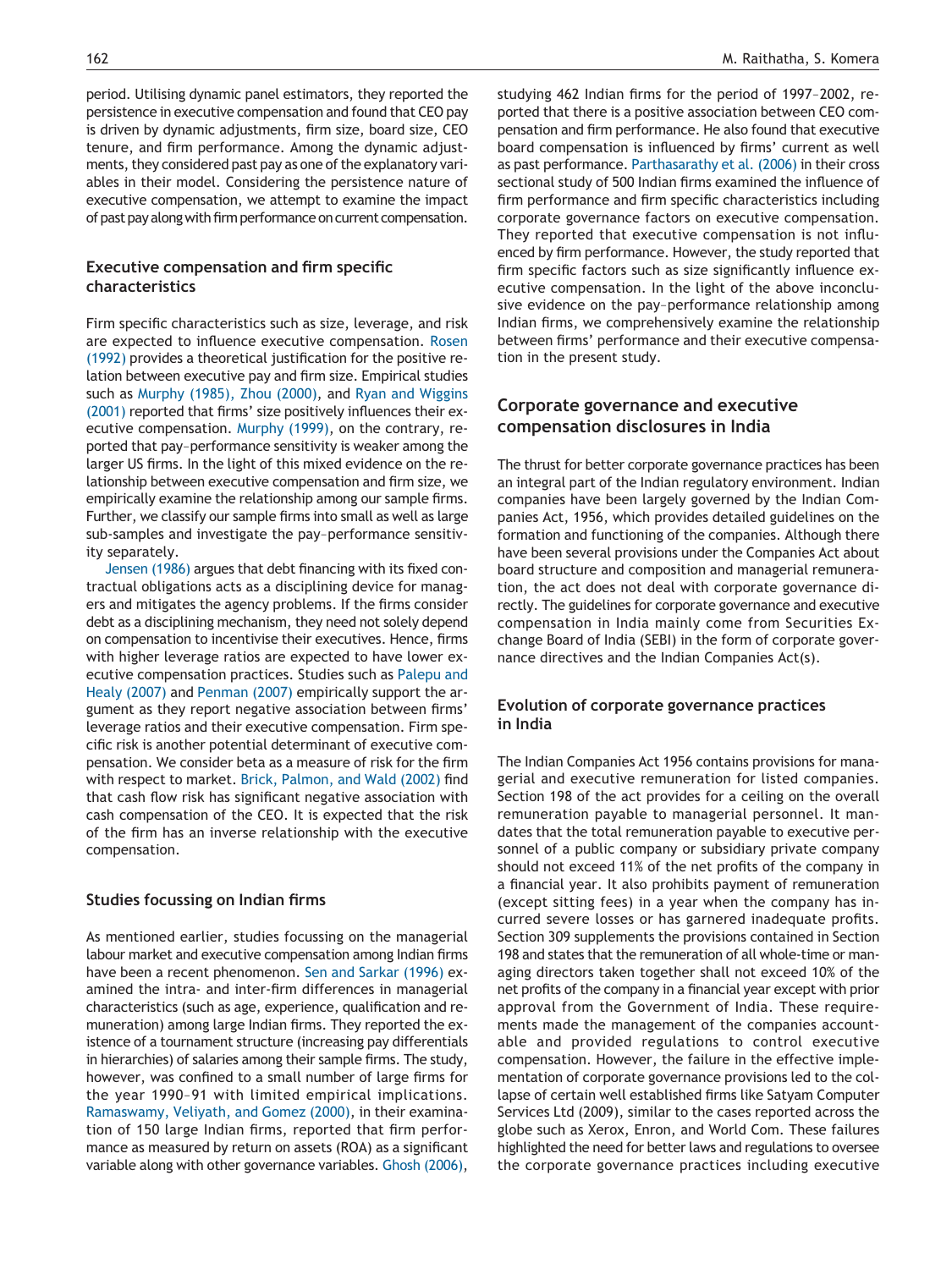period. Utilising dynamic panel estimators, they reported the persistence in executive compensation and found that CEO pay is driven by dynamic adjustments, firm size, board size, CEO tenure, and firm performance. Among the dynamic adjustments, they considered past pay as one of the explanatory variables in their model. Considering the persistence nature of executive compensation, we attempt to examine the impact of past pay along with firm performance on current compensation.

## Executive compensation and firm specific characteristics

Firm specific characteristics such as size, leverage, and risk are expected to influence executive compensation. Rosen (1992) provides a theoretical justification for the positive relation between executive pay and firm size. Empirical studies such as Murphy (1985), Zhou (2000), and Ryan and Wiggins (2001) reported that firms' size positively influences their executive compensation. Murphy (1999), on the contrary, reported that pay–performance sensitivity is weaker among the larger US firms. In the light of this mixed evidence on the relationship between executive compensation and firm size, we empirically examine the relationship among our sample firms. Further, we classify our sample firms into small as well as large sub-samples and investigate the pay–performance sensitivity separately.

Jensen (1986) argues that debt financing with its fixed contractual obligations acts as a disciplining device for managers and mitigates the agency problems. If the firms consider debt as a disciplining mechanism, they need not solely depend on compensation to incentivise their executives. Hence, firms with higher leverage ratios are expected to have lower executive compensation practices. Studies such as Palepu and Healy (2007) and Penman (2007) empirically support the argument as they report negative association between firms' leverage ratios and their executive compensation. Firm specific risk is another potential determinant of executive compensation. We consider beta as a measure of risk for the firm with respect to market. Brick, Palmon, and Wald (2002) find that cash flow risk has significant negative association with cash compensation of the CEO. It is expected that the risk of the firm has an inverse relationship with the executive compensation.

## Studies focussing on Indian firms

As mentioned earlier, studies focussing on the managerial labour market and executive compensation among Indian firms have been a recent phenomenon. Sen and Sarkar (1996) examined the intra- and inter-firm differences in managerial characteristics (such as age, experience, qualification and remuneration) among large Indian firms. They reported the existence of a tournament structure (increasing pay differentials in hierarchies) of salaries among their sample firms. The study, however, was confined to a small number of large firms for the year 1990–91 with limited empirical implications. Ramaswamy, Veliyath, and Gomez (2000), in their examination of 150 large Indian firms, reported that firm performance as measured by return on assets (ROA) as a significant variable along with other governance variables. Ghosh (2006), studying 462 Indian firms for the period of 1997–2002, reported that there is a positive association between CEO compensation and firm performance. He also found that executive board compensation is influenced by firms' current as well as past performance. Parthasarathy et al. (2006) in their cross sectional study of 500 Indian firms examined the influence of firm performance and firm specific characteristics including corporate governance factors on executive compensation. They reported that executive compensation is not influenced by firm performance. However, the study reported that firm specific factors such as size significantly influence executive compensation. In the light of the above inconclusive evidence on the pay–performance relationship among Indian firms, we comprehensively examine the relationship between firms' performance and their executive compensation in the present study.

# Corporate governance and executive compensation disclosures in India

The thrust for better corporate governance practices has been an integral part of the Indian regulatory environment. Indian companies have been largely governed by the Indian Companies Act, 1956, which provides detailed guidelines on the formation and functioning of the companies. Although there have been several provisions under the Companies Act about board structure and composition and managerial remuneration, the act does not deal with corporate governance directly. The guidelines for corporate governance and executive compensation in India mainly come from Securities Exchange Board of India (SEBI) in the form of corporate governance directives and the Indian Companies Act(s).

## Evolution of corporate governance practices in India

The Indian Companies Act 1956 contains provisions for managerial and executive remuneration for listed companies. Section 198 of the act provides for a ceiling on the overall remuneration payable to managerial personnel. It mandates that the total remuneration payable to executive personnel of a public company or subsidiary private company should not exceed 11% of the net profits of the company in a financial year. It also prohibits payment of remuneration (except sitting fees) in a year when the company has incurred severe losses or has garnered inadequate profits. Section 309 supplements the provisions contained in Section 198 and states that the remuneration of all whole-time or managing directors taken together shall not exceed 10% of the net profits of the company in a financial year except with prior approval from the Government of India. These requirements made the management of the companies accountable and provided regulations to control executive compensation. However, the failure in the effective implementation of corporate governance provisions led to the collapse of certain well established firms like Satyam Computer Services Ltd (2009), similar to the cases reported across the globe such as Xerox, Enron, and World Com. These failures highlighted the need for better laws and regulations to oversee the corporate governance practices including executive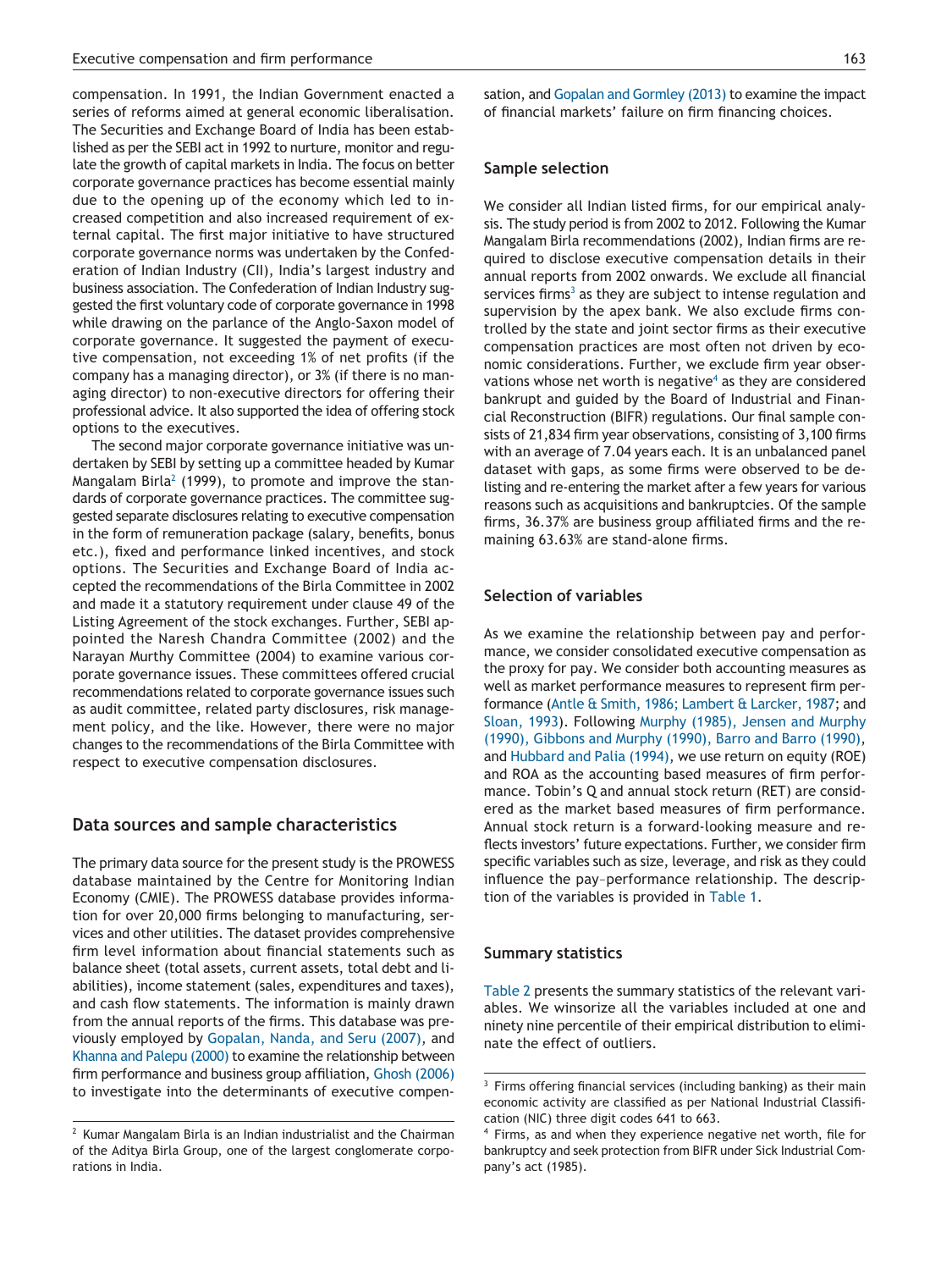compensation. In 1991, the Indian Government enacted a series of reforms aimed at general economic liberalisation. The Securities and Exchange Board of India has been established as per the SEBI act in 1992 to nurture, monitor and regulate the growth of capital markets in India. The focus on better corporate governance practices has become essential mainly due to the opening up of the economy which led to increased competition and also increased requirement of external capital. The first major initiative to have structured corporate governance norms was undertaken by the Confederation of Indian Industry (CII), India's largest industry and business association. The Confederation of Indian Industry suggested the first voluntary code of corporate governance in 1998 while drawing on the parlance of the Anglo-Saxon model of corporate governance. It suggested the payment of executive compensation, not exceeding 1% of net profits (if the company has a managing director), or 3% (if there is no managing director) to non-executive directors for offering their professional advice. It also supported the idea of offering stock options to the executives.

The second major corporate governance initiative was undertaken by SEBI by setting up a committee headed by Kumar Mangalam Birla[2] (1999), to promote and improve the standards of corporate governance practices. The committee suggested separate disclosures relating to executive compensation in the form of remuneration package (salary, benefits, bonus etc.), fixed and performance linked incentives, and stock options. The Securities and Exchange Board of India accepted the recommendations of the Birla Committee in 2002 and made it a statutory requirement under clause 49 of the Listing Agreement of the stock exchanges. Further, SEBI appointed the Naresh Chandra Committee (2002) and the Narayan Murthy Committee (2004) to examine various corporate governance issues. These committees offered crucial recommendations related to corporate governance issues such as audit committee, related party disclosures, risk management policy, and the like. However, there were no major changes to the recommendations of the Birla Committee with respect to executive compensation disclosures.

## Data sources and sample characteristics

The primary data source for the present study is the PROWESS database maintained by the Centre for Monitoring Indian Economy (CMIE). The PROWESS database provides information for over 20,000 firms belonging to manufacturing, services and other utilities. The dataset provides comprehensive firm level information about financial statements such as balance sheet (total assets, current assets, total debt and liabilities), income statement (sales, expenditures and taxes), and cash flow statements. The information is mainly drawn from the annual reports of the firms. This database was previously employed by Gopalan, Nanda, and Seru (2007), and Khanna and Palepu (2000) to examine the relationship between firm performance and business group affiliation, Ghosh (2006) to investigate into the determinants of executive compensation, and Gopalan and Gormley (2013) to examine the impact of financial markets' failure on firm financing choices.

### Sample selection

We consider all Indian listed firms, for our empirical analysis. The study period is from 2002 to 2012. Following the Kumar Mangalam Birla recommendations (2002), Indian firms are required to disclose executive compensation details in their annual reports from 2002 onwards. We exclude all financial services firms[3] as they are subject to intense regulation and supervision by the apex bank. We also exclude firms controlled by the state and joint sector firms as their executive compensation practices are most often not driven by economic considerations. Further, we exclude firm year observations whose net worth is negative[4] as they are considered bankrupt and guided by the Board of Industrial and Financial Reconstruction (BIFR) regulations. Our final sample consists of 21,834 firm year observations, consisting of 3,100 firms with an average of 7.04 years each. It is an unbalanced panel dataset with gaps, as some firms were observed to be delisting and re-entering the market after a few years for various reasons such as acquisitions and bankruptcies. Of the sample firms, 36.37% are business group affiliated firms and the remaining 63.63% are stand-alone firms.

### Selection of variables

As we examine the relationship between pay and performance, we consider consolidated executive compensation as the proxy for pay. We consider both accounting measures as well as market performance measures to represent firm performance (Antle & Smith, 1986; Lambert & Larcker, 1987; and Sloan, 1993). Following Murphy (1985), Jensen and Murphy (1990), Gibbons and Murphy (1990), Barro and Barro (1990), and Hubbard and Palia (1994), we use return on equity (ROE) and ROA as the accounting based measures of firm performance. Tobin's Q and annual stock return (RET) are considered as the market based measures of firm performance. Annual stock return is a forward-looking measure and reflects investors' future expectations. Further, we consider firm specific variables such as size, leverage, and risk as they could influence the pay–performance relationship. The description of the variables is provided in Table 1.

### Summary statistics

Table 2 presents the summary statistics of the relevant variables. We winsorize all the variables included at one and ninety nine percentile of their empirical distribution to eliminate the effect of outliers.

---

[2] Kumar Mangalam Birla is an Indian industrialist and the Chairman of the Aditya Birla Group, one of the largest conglomerate corporations in India.

[3] Firms offering financial services (including banking) as their main economic activity are classified as per National Industrial Classification (NIC) three digit codes 641 to 663.

[4] Firms, as and when they experience negative net worth, file for bankruptcy and seek protection from BIFR under Sick Industrial Company's act (1985).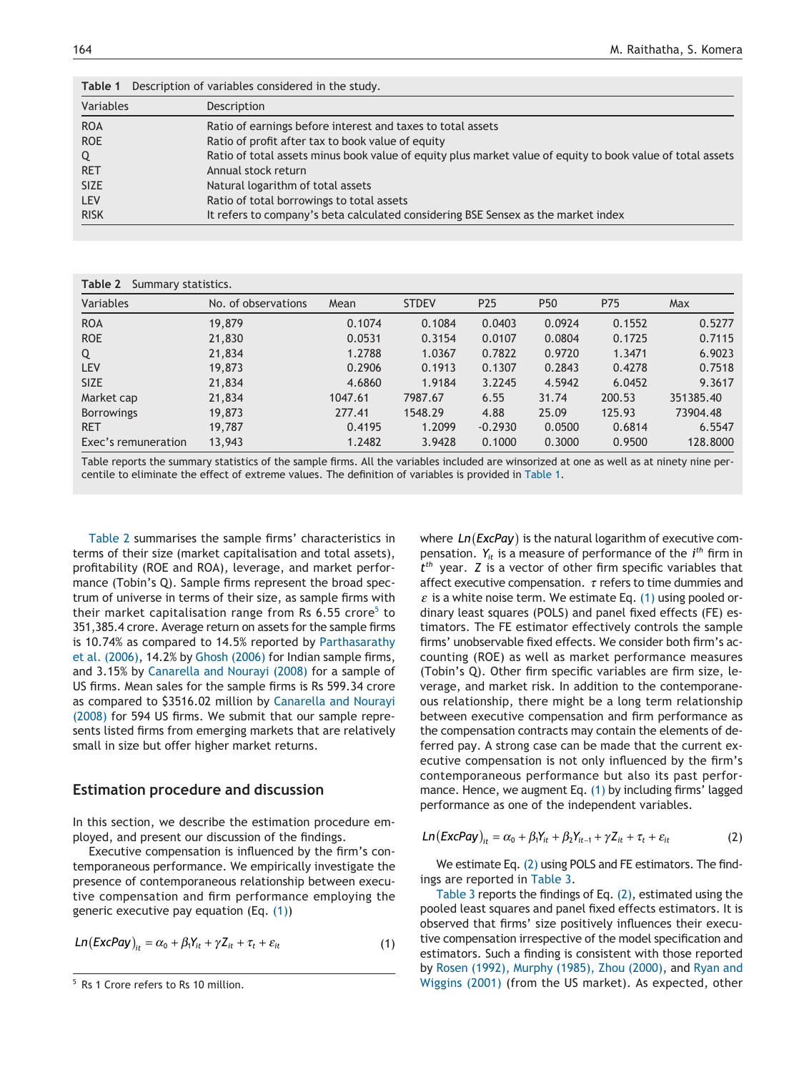**Table 1** Description of variables considered in the study.

| Variables | Description |
|---|---|
| ROA | Ratio of earnings before interest and taxes to total assets |
| ROE | Ratio of profit after tax to book value of equity |
| Q | Ratio of total assets minus book value of equity plus market value of equity to book value of total assets |
| RET | Annual stock return |
| SIZE | Natural logarithm of total assets |
| LEV | Ratio of total borrowings to total assets |
| RISK | It refers to company's beta calculated considering BSE Sensex as the market index |

**Table 2** Summary statistics.

| Variables | No. of observations | Mean | STDEV | P25 | P50 | P75 | Max |
|---|---|---|---|---|---|---|---|
| ROA | 19,879 | 0.1074 | 0.1084 | 0.0403 | 0.0924 | 0.1552 | 0.5277 |
| ROE | 21,830 | 0.0531 | 0.3154 | 0.0107 | 0.0804 | 0.1725 | 0.7115 |
| Q | 21,834 | 1.2788 | 1.0367 | 0.7822 | 0.9720 | 1.3471 | 6.9023 |
| LEV | 19,873 | 0.2906 | 0.1913 | 0.1307 | 0.2843 | 0.4278 | 0.7518 |
| SIZE | 21,834 | 4.6860 | 1.9184 | 3.2245 | 4.5942 | 6.0452 | 9.3617 |
| Market cap | 21,834 | 1047.61 | 7987.67 | 6.55 | 31.74 | 200.53 | 351385.40 |
| Borrowings | 19,873 | 277.41 | 1548.29 | 4.88 | 25.09 | 125.93 | 73904.48 |
| RET | 19,787 | 0.4195 | 1.2099 | -0.2930 | 0.0500 | 0.6814 | 6.5547 |
| Exec's remuneration | 13,943 | 1.2482 | 3.9428 | 0.1000 | 0.3000 | 0.9500 | 128.8000 |

Table reports the summary statistics of the sample firms. All the variables included are winsorized at one as well as at ninety nine percentile to eliminate the effect of extreme values. The definition of variables is provided in Table 1.

Table 2 summarises the sample firms' characteristics in terms of their size (market capitalisation and total assets), profitability (ROE and ROA), leverage, and market performance (Tobin's Q). Sample firms represent the broad spectrum of universe in terms of their size, as sample firms with their market capitalisation range from Rs 6.55 crore[5] to 351,385.4 crore. Average return on assets for the sample firms is 10.74% as compared to 14.5% reported by Parthasarathy et al. (2006), 14.2% by Ghosh (2006) for Indian sample firms, and 3.15% by Canarella and Nourayi (2008) for a sample of US firms. Mean sales for the sample firms is Rs 599.34 crore as compared to \$3516.02 million by Canarella and Nourayi (2008) for 594 US firms. We submit that our sample represents listed firms from emerging markets that are relatively small in size but offer higher market returns.

## Estimation procedure and discussion

In this section, we describe the estimation procedure employed, and present our discussion of the findings.

Executive compensation is influenced by the firm's contemporaneous performance. We empirically investigate the presence of contemporaneous relationship between executive compensation and firm performance employing the generic executive pay equation (Eq. (1))

$$Ln(ExcPay)_{it} = \alpha_0 + \beta_1 Y_{it} + \gamma Z_{it} + \tau_t + \varepsilon_{it} \tag{1}$$

where $Ln(ExcPay)$ is the natural logarithm of executive compensation. $Y_{it}$ is a measure of performance of the $i^{th}$ firm in $t^{th}$ year. $Z$ is a vector of other firm specific variables that affect executive compensation. $\tau$ refers to time dummies and $\varepsilon$ is a white noise term. We estimate Eq. (1) using pooled ordinary least squares (POLS) and panel fixed effects (FE) estimators. The FE estimator effectively controls the sample firms' unobservable fixed effects. We consider both firm's accounting (ROE) as well as market performance measures (Tobin's Q). Other firm specific variables are firm size, leverage, and market risk. In addition to the contemporaneous relationship, there might be a long term relationship between executive compensation and firm performance as the compensation contracts may contain the elements of deferred pay. A strong case can be made that the current executive compensation is not only influenced by the firm's contemporaneous performance but also its past performance. Hence, we augment Eq. (1) by including firms' lagged performance as one of the independent variables.

$$Ln(ExcPay)_{it} = \alpha_0 + \beta_1 Y_{it} + \beta_2 Y_{it-1} + \gamma Z_{it} + \tau_t + \varepsilon_{it} \tag{2}$$

We estimate Eq. (2) using POLS and FE estimators. The findings are reported in Table 3.

Table 3 reports the findings of Eq. (2), estimated using the pooled least squares and panel fixed effects estimators. It is observed that firms' size positively influences their executive compensation irrespective of the model specification and estimators. Such a finding is consistent with those reported by Rosen (1992), Murphy (1985), Zhou (2000), and Ryan and Wiggins (2001) (from the US market). As expected, other

[5] Rs 1 Crore refers to Rs 10 million.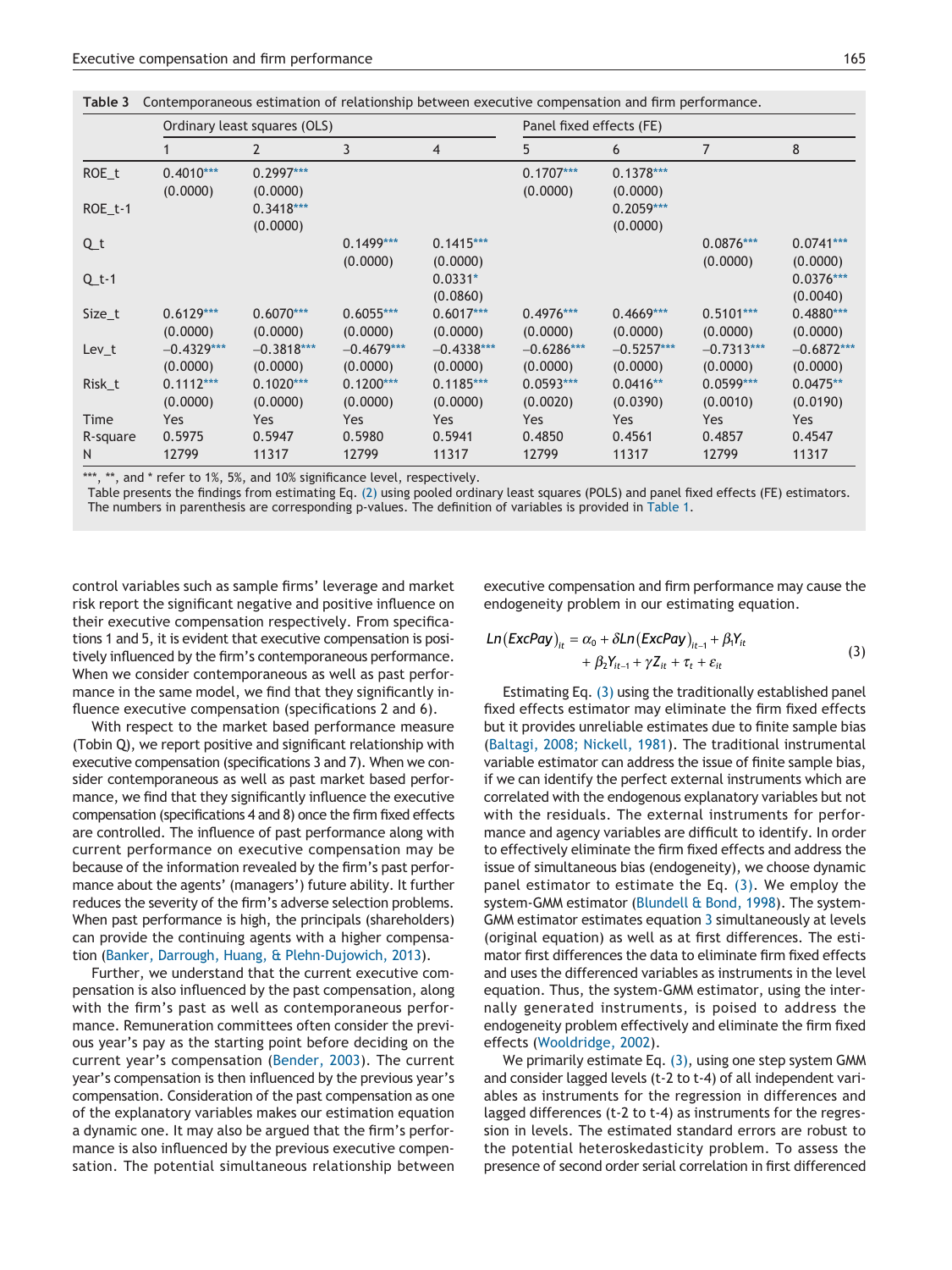**Table 3** Contemporaneous estimation of relationship between executive compensation and firm performance.

| | Ordinary least squares (OLS) | | | | Panel fixed effects (FE) | | | |
|---|---|---|---|---|---|---|---|---|
| | 1 | 2 | 3 | 4 | 5 | 6 | 7 | 8 |
| ROE_t | 0.4010*** (0.0000) | 0.2997*** (0.0000) | | | 0.1707*** (0.0000) | 0.1378*** (0.0000) | | |
| ROE_t-1 | | 0.3418*** (0.0000) | | | | 0.2059*** (0.0000) | | |
| Q_t | | | 0.1499*** (0.0000) | 0.1415*** (0.0000) | | | 0.0876*** (0.0000) | 0.0741*** (0.0000) |
| Q_t-1 | | | | 0.0331* (0.0860) | | | | 0.0376*** (0.0040) |
| Size_t | 0.6129*** (0.0000) | 0.6070*** (0.0000) | 0.6055*** (0.0000) | 0.6017*** (0.0000) | 0.4976*** (0.0000) | 0.4669*** (0.0000) | 0.5101*** (0.0000) | 0.4880*** (0.0000) |
| Lev_t | −0.4329*** (0.0000) | −0.3818*** (0.0000) | −0.4679*** (0.0000) | −0.4338*** (0.0000) | −0.6286*** (0.0000) | −0.5257*** (0.0000) | −0.7313*** (0.0000) | −0.6872*** (0.0000) |
| Risk_t | 0.1112*** (0.0000) | 0.1020*** (0.0000) | 0.1200*** (0.0000) | 0.1185*** (0.0000) | 0.0593*** (0.0020) | 0.0416** (0.0390) | 0.0599*** (0.0010) | 0.0475** (0.0190) |
| Time | Yes | Yes | Yes | Yes | Yes | Yes | Yes | Yes |
| R-square | 0.5975 | 0.5947 | 0.5980 | 0.5941 | 0.4850 | 0.4561 | 0.4857 | 0.4547 |
| N | 12799 | 11317 | 12799 | 11317 | 12799 | 11317 | 12799 | 11317 |

***, **, and * refer to 1%, 5%, and 10% significance level, respectively.
Table presents the findings from estimating Eq. (2) using pooled ordinary least squares (POLS) and panel fixed effects (FE) estimators. The numbers in parenthesis are corresponding p-values. The definition of variables is provided in Table 1.

control variables such as sample firms' leverage and market risk report the significant negative and positive influence on their executive compensation respectively. From specifications 1 and 5, it is evident that executive compensation is positively influenced by the firm's contemporaneous performance. When we consider contemporaneous as well as past performance in the same model, we find that they significantly influence executive compensation (specifications 2 and 6).

With respect to the market based performance measure (Tobin Q), we report positive and significant relationship with executive compensation (specifications 3 and 7). When we consider contemporaneous as well as past market based performance, we find that they significantly influence the executive compensation (specifications 4 and 8) once the firm fixed effects are controlled. The influence of past performance along with current performance on executive compensation may be because of the information revealed by the firm's past performance about the agents' (managers') future ability. It further reduces the severity of the firm's adverse selection problems. When past performance is high, the principals (shareholders) can provide the continuing agents with a higher compensation (Banker, Darrough, Huang, & Plehn-Dujowich, 2013).

Further, we understand that the current executive compensation is also influenced by the past compensation, along with the firm's past as well as contemporaneous performance. Remuneration committees often consider the previous year's pay as the starting point before deciding on the current year's compensation (Bender, 2003). The current year's compensation is then influenced by the previous year's compensation. Consideration of the past compensation as one of the explanatory variables makes our estimation equation a dynamic one. It may also be argued that the firm's performance is also influenced by the previous executive compensation. The potential simultaneous relationship between executive compensation and firm performance may cause the endogeneity problem in our estimating equation.

$$Ln(ExcPay)_{it} = \alpha_0 + \delta Ln(ExcPay)_{it-1} + \beta_1 Y_{it} + \beta_2 Y_{it-1} + \gamma Z_{it} + \tau_t + \varepsilon_{it} \tag{3}$$

Estimating Eq. (3) using the traditionally established panel fixed effects estimator may eliminate the firm fixed effects but it provides unreliable estimates due to finite sample bias (Baltagi, 2008; Nickell, 1981). The traditional instrumental variable estimator can address the issue of finite sample bias, if we can identify the perfect external instruments which are correlated with the endogenous explanatory variables but not with the residuals. The external instruments for performance and agency variables are difficult to identify. In order to effectively eliminate the firm fixed effects and address the issue of simultaneous bias (endogeneity), we choose dynamic panel estimator to estimate the Eq. (3). We employ the system-GMM estimator (Blundell & Bond, 1998). The system-GMM estimator estimates equation 3 simultaneously at levels (original equation) as well as at first differences. The estimator first differences the data to eliminate firm fixed effects and uses the differenced variables as instruments in the level equation. Thus, the system-GMM estimator, using the internally generated instruments, is poised to address the endogeneity problem effectively and eliminate the firm fixed effects (Wooldridge, 2002).

We primarily estimate Eq. (3), using one step system GMM and consider lagged levels (t-2 to t-4) of all independent variables as instruments for the regression in differences and lagged differences (t-2 to t-4) as instruments for the regression in levels. The estimated standard errors are robust to the potential heteroskedasticity problem. To assess the presence of second order serial correlation in first differenced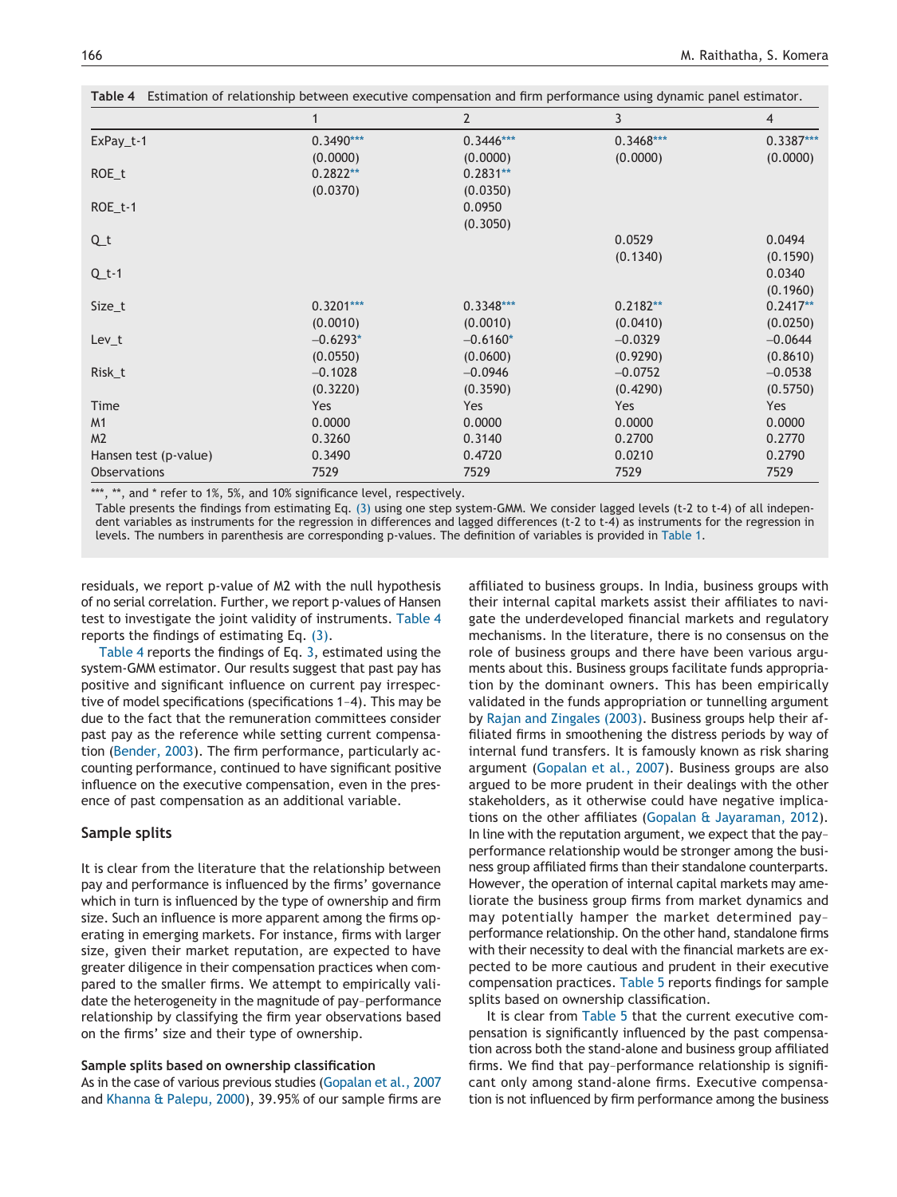**Table 4** Estimation of relationship between executive compensation and firm performance using dynamic panel estimator.

| | 1 | 2 | 3 | 4 |
|---|---|---|---|---|
| ExPay_t-1 | 0.3490*** | 0.3446*** | 0.3468*** | 0.3387*** |
| | (0.0000) | (0.0000) | (0.0000) | (0.0000) |
| ROE_t | 0.2822** | 0.2831** | | |
| | (0.0370) | (0.0350) | | |
| ROE_t-1 | | 0.0950 | | |
| | | (0.3050) | | |
| Q_t | | | 0.0529 | 0.0494 |
| | | | (0.1340) | (0.1590) |
| Q_t-1 | | | | 0.0340 |
| | | | | (0.1960) |
| Size_t | 0.3201*** | 0.3348*** | 0.2182** | 0.2417** |
| | (0.0010) | (0.0010) | (0.0410) | (0.0250) |
| Lev_t | −0.6293* | −0.6160* | −0.0329 | −0.0644 |
| | (0.0550) | (0.0600) | (0.9290) | (0.8610) |
| Risk_t | −0.1028 | −0.0946 | −0.0752 | −0.0538 |
| | (0.3220) | (0.3590) | (0.4290) | (0.5750) |
| Time | Yes | Yes | Yes | Yes |
| M1 | 0.0000 | 0.0000 | 0.0000 | 0.0000 |
| M2 | 0.3260 | 0.3140 | 0.2700 | 0.2770 |
| Hansen test (p-value) | 0.3490 | 0.4720 | 0.0210 | 0.2790 |
| Observations | 7529 | 7529 | 7529 | 7529 |

***, **, and * refer to 1%, 5%, and 10% significance level, respectively.

Table presents the findings from estimating Eq. (3) using one step system-GMM. We consider lagged levels (t-2 to t-4) of all independent variables as instruments for the regression in differences and lagged differences (t-2 to t-4) as instruments for the regression in levels. The numbers in parenthesis are corresponding p-values. The definition of variables is provided in Table 1.

residuals, we report p-value of M2 with the null hypothesis of no serial correlation. Further, we report p-values of Hansen test to investigate the joint validity of instruments. Table 4 reports the findings of estimating Eq. (3).

Table 4 reports the findings of Eq. 3, estimated using the system-GMM estimator. Our results suggest that past pay has positive and significant influence on current pay irrespective of model specifications (specifications 1–4). This may be due to the fact that the remuneration committees consider past pay as the reference while setting current compensation (Bender, 2003). The firm performance, particularly accounting performance, continued to have significant positive influence on the executive compensation, even in the presence of past compensation as an additional variable.

## Sample splits

It is clear from the literature that the relationship between pay and performance is influenced by the firms' governance which in turn is influenced by the type of ownership and firm size. Such an influence is more apparent among the firms operating in emerging markets. For instance, firms with larger size, given their market reputation, are expected to have greater diligence in their compensation practices when compared to the smaller firms. We attempt to empirically validate the heterogeneity in the magnitude of pay–performance relationship by classifying the firm year observations based on the firms' size and their type of ownership.

### Sample splits based on ownership classification

As in the case of various previous studies (Gopalan et al., 2007 and Khanna & Palepu, 2000), 39.95% of our sample firms are affiliated to business groups. In India, business groups with their internal capital markets assist their affiliates to navigate the underdeveloped financial markets and regulatory mechanisms. In the literature, there is no consensus on the role of business groups and there have been various arguments about this. Business groups facilitate funds appropriation by the dominant owners. This has been empirically validated in the funds appropriation or tunnelling argument by Rajan and Zingales (2003). Business groups help their affiliated firms in smoothening the distress periods by way of internal fund transfers. It is famously known as risk sharing argument (Gopalan et al., 2007). Business groups are also argued to be more prudent in their dealings with the other stakeholders, as it otherwise could have negative implications on the other affiliates (Gopalan & Jayaraman, 2012). In line with the reputation argument, we expect that the pay–performance relationship would be stronger among the business group affiliated firms than their standalone counterparts. However, the operation of internal capital markets may ameliorate the business group firms from market dynamics and may potentially hamper the market determined pay–performance relationship. On the other hand, standalone firms with their necessity to deal with the financial markets are expected to be more cautious and prudent in their executive compensation practices. Table 5 reports findings for sample splits based on ownership classification.

It is clear from Table 5 that the current executive compensation is significantly influenced by the past compensation across both the stand-alone and business group affiliated firms. We find that pay–performance relationship is significant only among stand-alone firms. Executive compensation is not influenced by firm performance among the business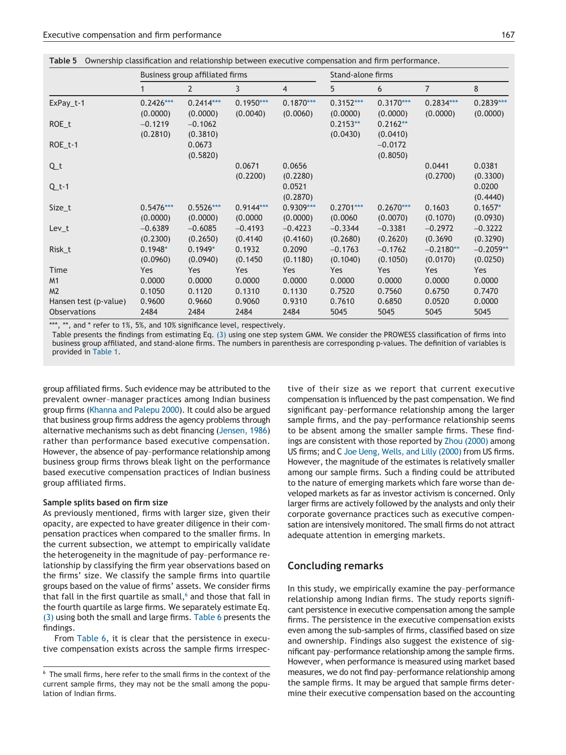**Table 5** Ownership classification and relationship between executive compensation and firm performance.

| | Business group affiliated firms | | | | Stand-alone firms | | | |
|---|---|---|---|---|---|---|---|---|
| | 1 | 2 | 3 | 4 | 5 | 6 | 7 | 8 |
| ExPay_t-1 | 0.2426*** (0.0000) | 0.2414*** (0.0000) | 0.1950*** (0.0040) | 0.1870*** (0.0060) | 0.3152*** (0.0000) | 0.3170*** (0.0000) | 0.2834*** (0.0000) | 0.2839*** (0.0000) |
| ROE_t | −0.1219 (0.2810) | −0.1062 (0.3810) | | | 0.2153** (0.0430) | 0.2162** (0.0410) | | |
| ROE_t-1 | | 0.0673 (0.5820) | | | | −0.0172 (0.8050) | | |
| Q_t | | | 0.0671 (0.2200) | 0.0656 (0.2280) | | | 0.0441 (0.2700) | 0.0381 (0.3300) |
| Q_t-1 | | | | 0.0521 (0.2870) | | | | 0.0200 (0.4440) |
| Size_t | 0.5476*** (0.0000) | 0.5526*** (0.0000) | 0.9144*** (0.0000 | 0.9309*** (0.0000) | 0.2701*** (0.0060 | 0.2670*** (0.0070) | 0.1603 (0.1070) | 0.1657* (0.0930) |
| Lev_t | −0.6389 (0.2300) | −0.6085 (0.2650) | −0.4193 (0.4140 | −0.4223 (0.4160) | −0.3344 (0.2680) | −0.3381 (0.2620) | −0.2972 (0.3690 | −0.3222 (0.3290) |
| Risk_t | 0.1948* (0.0960) | 0.1949* (0.0940) | 0.1932 (0.1450 | 0.2090 (0.1180) | −0.1763 (0.1040) | −0.1762 (0.1050) | −0.2180** (0.0170) | −0.2059** (0.0250) |
| Time | Yes | Yes | Yes | Yes | Yes | Yes | Yes | Yes |
| M1 | 0.0000 | 0.0000 | 0.0000 | 0.0000 | 0.0000 | 0.0000 | 0.0000 | 0.0000 |
| M2 | 0.1050 | 0.1120 | 0.1310 | 0.1130 | 0.7520 | 0.7560 | 0.6750 | 0.7470 |
| Hansen test (p-value) | 0.9600 | 0.9660 | 0.9060 | 0.9310 | 0.7610 | 0.6850 | 0.0520 | 0.0000 |
| Observations | 2484 | 2484 | 2484 | 2484 | 5045 | 5045 | 5045 | 5045 |

***, **, and * refer to 1%, 5%, and 10% significance level, respectively.
Table presents the findings from estimating Eq. (3) using one step system GMM. We consider the PROWESS classification of firms into business group affiliated, and stand-alone firms. The numbers in parenthesis are corresponding p-values. The definition of variables is provided in Table 1.

group affiliated firms. Such evidence may be attributed to the prevalent owner–manager practices among Indian business group firms (Khanna and Palepu 2000). It could also be argued that business group firms address the agency problems through alternative mechanisms such as debt financing (Jensen, 1986) rather than performance based executive compensation. However, the absence of pay–performance relationship among business group firms throws bleak light on the performance based executive compensation practices of Indian business group affiliated firms.

### Sample splits based on firm size

As previously mentioned, firms with larger size, given their opacity, are expected to have greater diligence in their compensation practices when compared to the smaller firms. In the current subsection, we attempt to empirically validate the heterogeneity in the magnitude of pay–performance relationship by classifying the firm year observations based on the firms' size. We classify the sample firms into quartile groups based on the value of firms' assets. We consider firms that fall in the first quartile as small,[6] and those that fall in the fourth quartile as large firms. We separately estimate Eq. (3) using both the small and large firms. Table 6 presents the findings.

From Table 6, it is clear that the persistence in executive compensation exists across the sample firms irrespective of their size as we report that current executive compensation is influenced by the past compensation. We find significant pay–performance relationship among the larger sample firms, and the pay–performance relationship seems to be absent among the smaller sample firms. These findings are consistent with those reported by Zhou (2000) among US firms; and C Joe Ueng, Wells, and Lilly (2000) from US firms. However, the magnitude of the estimates is relatively smaller among our sample firms. Such a finding could be attributed to the nature of emerging markets which fare worse than developed markets as far as investor activism is concerned. Only larger firms are actively followed by the analysts and only their corporate governance practices such as executive compensation are intensively monitored. The small firms do not attract adequate attention in emerging markets.

## Concluding remarks

In this study, we empirically examine the pay–performance relationship among Indian firms. The study reports significant persistence in executive compensation among the sample firms. The persistence in the executive compensation exists even among the sub-samples of firms, classified based on size and ownership. Findings also suggest the existence of significant pay–performance relationship among the sample firms. However, when performance is measured using market based measures, we do not find pay–performance relationship among the sample firms. It may be argued that sample firms determine their executive compensation based on the accounting

[6] The small firms, here refer to the small firms in the context of the current sample firms, they may not be the small among the population of Indian firms.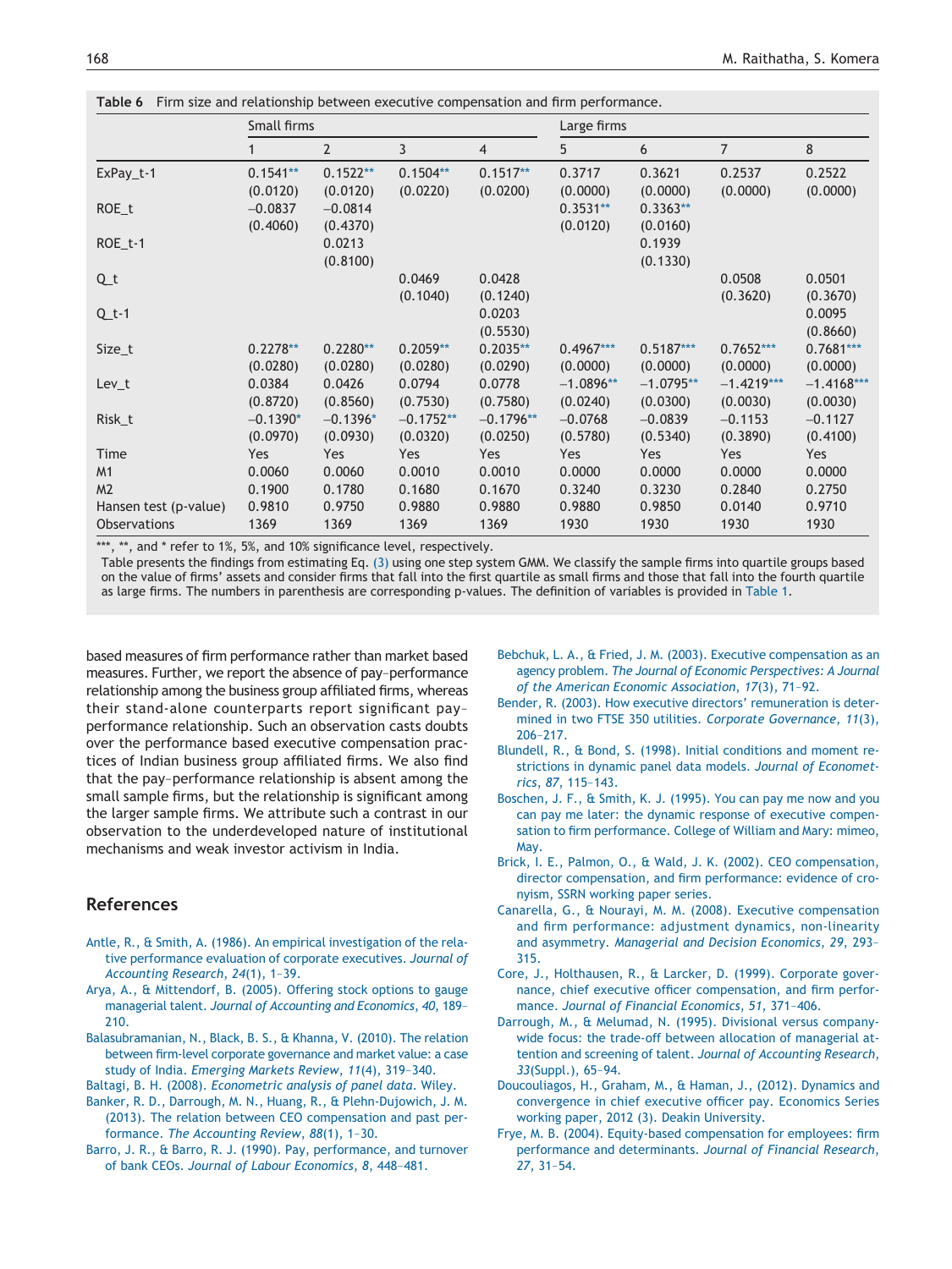**Table 6** Firm size and relationship between executive compensation and firm performance.

| | Small firms | | | | Large firms | | | |
|---|---|---|---|---|---|---|---|---|
| | 1 | 2 | 3 | 4 | 5 | 6 | 7 | 8 |
| ExPay_t-1 | 0.1541** | 0.1522** | 0.1504** | 0.1517** | 0.3717 | 0.3621 | 0.2537 | 0.2522 |
| | (0.0120) | (0.0120) | (0.0220) | (0.0200) | (0.0000) | (0.0000) | (0.0000) | (0.0000) |
| ROE_t | −0.0837 | −0.0814 | | | 0.3531** | 0.3363** | | |
| | (0.4060) | (0.4370) | | | (0.0120) | (0.0160) | | |
| ROE_t-1 | | 0.0213 | | | | 0.1939 | | |
| | | (0.8100) | | | | (0.1330) | | |
| Q_t | | | 0.0469 | 0.0428 | | | 0.0508 | 0.0501 |
| | | | (0.1040) | (0.1240) | | | (0.3620) | (0.3670) |
| Q_t-1 | | | | 0.0203 | | | | 0.0095 |
| | | | | (0.5530) | | | | (0.8660) |
| Size_t | 0.2278** | 0.2280** | 0.2059** | 0.2035** | 0.4967*** | 0.5187*** | 0.7652*** | 0.7681*** |
| | (0.0280) | (0.0280) | (0.0280) | (0.0290) | (0.0000) | (0.0000) | (0.0000) | (0.0000) |
| Lev_t | 0.0384 | 0.0426 | 0.0794 | 0.0778 | −1.0896** | −1.0795** | −1.4219*** | −1.4168*** |
| | (0.8720) | (0.8560) | (0.7530) | (0.7580) | (0.0240) | (0.0300) | (0.0030) | (0.0030) |
| Risk_t | −0.1390* | −0.1396* | −0.1752** | −0.1796** | −0.0768 | −0.0839 | −0.1153 | −0.1127 |
| | (0.0970) | (0.0930) | (0.0320) | (0.0250) | (0.5780) | (0.5340) | (0.3890) | (0.4100) |
| Time | Yes | Yes | Yes | Yes | Yes | Yes | Yes | Yes |
| M1 | 0.0060 | 0.0060 | 0.0010 | 0.0010 | 0.0000 | 0.0000 | 0.0000 | 0.0000 |
| M2 | 0.1900 | 0.1780 | 0.1680 | 0.1670 | 0.3240 | 0.3230 | 0.2840 | 0.2750 |
| Hansen test (p-value) | 0.9810 | 0.9750 | 0.9880 | 0.9880 | 0.9880 | 0.9850 | 0.0140 | 0.9710 |
| Observations | 1369 | 1369 | 1369 | 1369 | 1930 | 1930 | 1930 | 1930 |

***, **, and * refer to 1%, 5%, and 10% significance level, respectively.
Table presents the findings from estimating Eq. (3) using one step system GMM. We classify the sample firms into quartile groups based on the value of firms' assets and consider firms that fall into the first quartile as small firms and those that fall into the fourth quartile as large firms. The numbers in parenthesis are corresponding p-values. The definition of variables is provided in Table 1.

based measures of firm performance rather than market based measures. Further, we report the absence of pay–performance relationship among the business group affiliated firms, whereas their stand-alone counterparts report significant pay–performance relationship. Such an observation casts doubts over the performance based executive compensation practices of Indian business group affiliated firms. We also find that the pay–performance relationship is absent among the small sample firms, but the relationship is significant among the larger sample firms. We attribute such a contrast in our observation to the underdeveloped nature of institutional mechanisms and weak investor activism in India.

## References

Antle, R., & Smith, A. (1986). An empirical investigation of the relative performance evaluation of corporate executives. *Journal of Accounting Research*, *24*(1), 1–39.

Arya, A., & Mittendorf, B. (2005). Offering stock options to gauge managerial talent. *Journal of Accounting and Economics*, *40*, 189–210.

Balasubramanian, N., Black, B. S., & Khanna, V. (2010). The relation between firm-level corporate governance and market value: a case study of India. *Emerging Markets Review*, *11*(4), 319–340.

Baltagi, B. H. (2008). *Econometric analysis of panel data*. Wiley.

Banker, R. D., Darrough, M. N., Huang, R., & Plehn-Dujowich, J. M. (2013). The relation between CEO compensation and past performance. *The Accounting Review*, *88*(1), 1–30.

Barro, J. R., & Barro, R. J. (1990). Pay, performance, and turnover of bank CEOs. *Journal of Labour Economics*, *8*, 448–481.

Bebchuk, L. A., & Fried, J. M. (2003). Executive compensation as an agency problem. *The Journal of Economic Perspectives: A Journal of the American Economic Association*, *17*(3), 71–92.

Bender, R. (2003). How executive directors' remuneration is determined in two FTSE 350 utilities. *Corporate Governance*, *11*(3), 206–217.

Blundell, R., & Bond, S. (1998). Initial conditions and moment restrictions in dynamic panel data models. *Journal of Econometrics*, *87*, 115–143.

Boschen, J. F., & Smith, K. J. (1995). You can pay me now and you can pay me later: the dynamic response of executive compensation to firm performance. College of William and Mary: mimeo, May.

Brick, I. E., Palmon, O., & Wald, J. K. (2002). CEO compensation, director compensation, and firm performance: evidence of cronyism, SSRN working paper series.

Canarella, G., & Nourayi, M. M. (2008). Executive compensation and firm performance: adjustment dynamics, non-linearity and asymmetry. *Managerial and Decision Economics*, *29*, 293–315.

Core, J., Holthausen, R., & Larcker, D. (1999). Corporate governance, chief executive officer compensation, and firm performance. *Journal of Financial Economics*, *51*, 371–406.

Darrough, M., & Melumad, N. (1995). Divisional versus company-wide focus: the trade-off between allocation of managerial attention and screening of talent. *Journal of Accounting Research*, *33*(Suppl.), 65–94.

Doucouliagos, H., Graham, M., & Haman, J., (2012). Dynamics and convergence in chief executive officer pay. Economics Series working paper, 2012 (3). Deakin University.

Frye, M. B. (2004). Equity-based compensation for employees: firm performance and determinants. *Journal of Financial Research*, *27*, 31–54.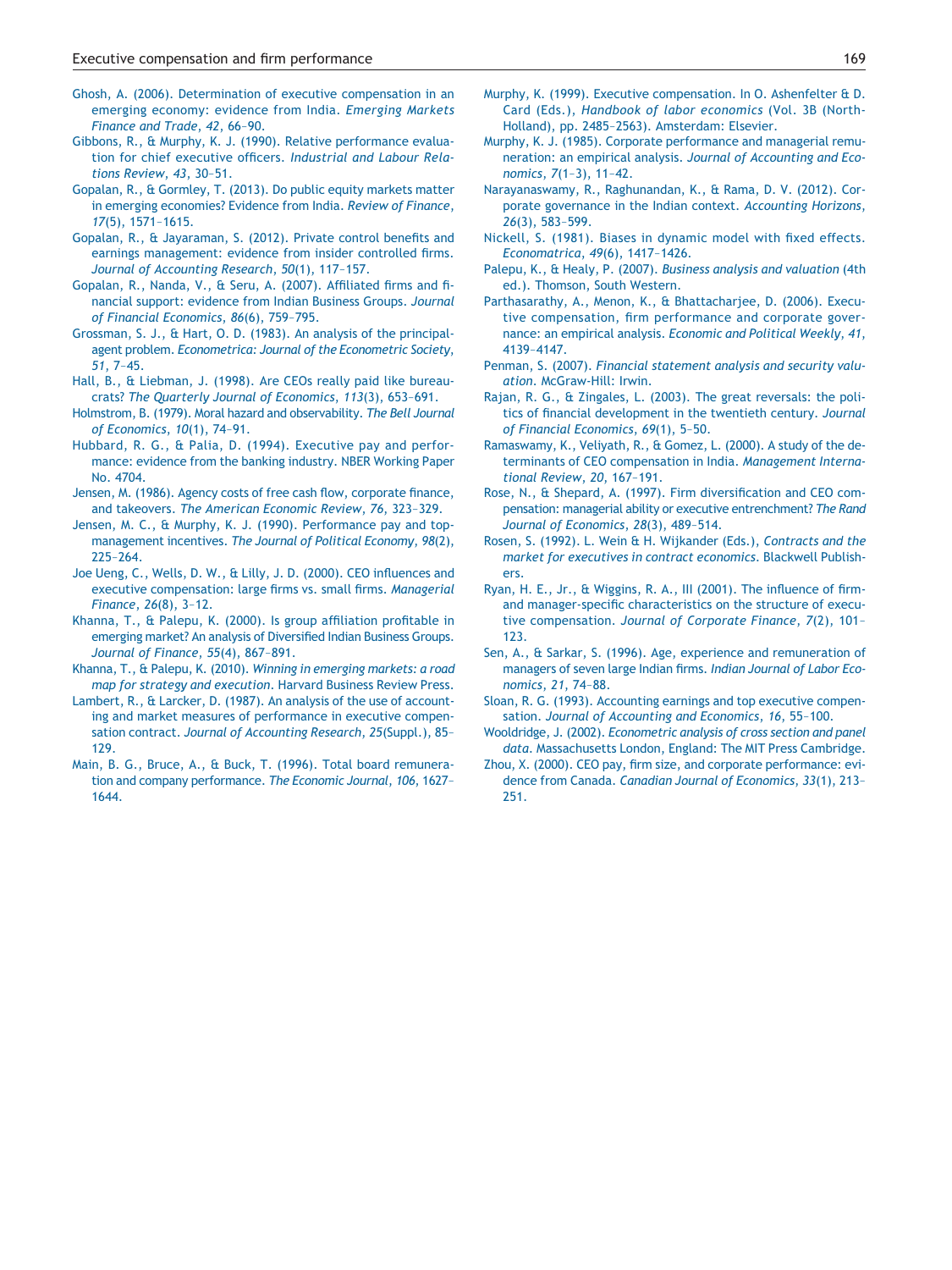Ghosh, A. (2006). Determination of executive compensation in an emerging economy: evidence from India. *Emerging Markets Finance and Trade*, *42*, 66–90.

Gibbons, R., & Murphy, K. J. (1990). Relative performance evaluation for chief executive officers. *Industrial and Labour Relations Review*, *43*, 30–51.

Gopalan, R., & Gormley, T. (2013). Do public equity markets matter in emerging economies? Evidence from India. *Review of Finance*, *17*(5), 1571–1615.

Gopalan, R., & Jayaraman, S. (2012). Private control benefits and earnings management: evidence from insider controlled firms. *Journal of Accounting Research*, *50*(1), 117–157.

Gopalan, R., Nanda, V., & Seru, A. (2007). Affiliated firms and financial support: evidence from Indian Business Groups. *Journal of Financial Economics*, *86*(6), 759–795.

Grossman, S. J., & Hart, O. D. (1983). An analysis of the principal-agent problem. *Econometrica: Journal of the Econometric Society*, *51*, 7–45.

Hall, B., & Liebman, J. (1998). Are CEOs really paid like bureaucrats? *The Quarterly Journal of Economics*, *113*(3), 653–691.

Holmstrom, B. (1979). Moral hazard and observability. *The Bell Journal of Economics*, *10*(1), 74–91.

Hubbard, R. G., & Palia, D. (1994). Executive pay and performance: evidence from the banking industry. NBER Working Paper No. 4704.

Jensen, M. (1986). Agency costs of free cash flow, corporate finance, and takeovers. *The American Economic Review*, *76*, 323–329.

Jensen, M. C., & Murphy, K. J. (1990). Performance pay and top-management incentives. *The Journal of Political Economy*, *98*(2), 225–264.

Joe Ueng, C., Wells, D. W., & Lilly, J. D. (2000). CEO influences and executive compensation: large firms vs. small firms. *Managerial Finance*, *26*(8), 3–12.

Khanna, T., & Palepu, K. (2000). Is group affiliation profitable in emerging market? An analysis of Diversified Indian Business Groups. *Journal of Finance*, *55*(4), 867–891.

Khanna, T., & Palepu, K. (2010). *Winning in emerging markets: a road map for strategy and execution*. Harvard Business Review Press.

Lambert, R., & Larcker, D. (1987). An analysis of the use of accounting and market measures of performance in executive compensation contract. *Journal of Accounting Research*, *25*(Suppl.), 85–129.

Main, B. G., Bruce, A., & Buck, T. (1996). Total board remuneration and company performance. *The Economic Journal*, *106*, 1627–1644.

Murphy, K. (1999). Executive compensation. In O. Ashenfelter & D. Card (Eds.), *Handbook of labor economics* (Vol. 3B (North-Holland), pp. 2485–2563). Amsterdam: Elsevier.

Murphy, K. J. (1985). Corporate performance and managerial remuneration: an empirical analysis. *Journal of Accounting and Economics*, *7*(1–3), 11–42.

Narayanaswamy, R., Raghunandan, K., & Rama, D. V. (2012). Corporate governance in the Indian context. *Accounting Horizons*, *26*(3), 583–599.

Nickell, S. (1981). Biases in dynamic model with fixed effects. *Econometrica*, *49*(6), 1417–1426.

Palepu, K., & Healy, P. (2007). *Business analysis and valuation* (4th ed.). Thomson, South Western.

Parthasarathy, A., Menon, K., & Bhattacharjee, D. (2006). Executive compensation, firm performance and corporate governance: an empirical analysis. *Economic and Political Weekly*, *41*, 4139–4147.

Penman, S. (2007). *Financial statement analysis and security valuation*. McGraw-Hill: Irwin.

Rajan, R. G., & Zingales, L. (2003). The great reversals: the politics of financial development in the twentieth century. *Journal of Financial Economics*, *69*(1), 5–50.

Ramaswamy, K., Veliyath, R., & Gomez, L. (2000). A study of the determinants of CEO compensation in India. *Management International Review*, *20*, 167–191.

Rose, N., & Shepard, A. (1997). Firm diversification and CEO compensation: managerial ability or executive entrenchment? *The Rand Journal of Economics*, *28*(3), 489–514.

Rosen, S. (1992). L. Wein & H. Wijkander (Eds.), *Contracts and the market for executives in contract economics*. Blackwell Publishers.

Ryan, H. E., Jr., & Wiggins, R. A., III (2001). The influence of firm- and manager-specific characteristics on the structure of executive compensation. *Journal of Corporate Finance*, *7*(2), 101–123.

Sen, A., & Sarkar, S. (1996). Age, experience and remuneration of managers of seven large Indian firms. *Indian Journal of Labor Economics*, *21*, 74–88.

Sloan, R. G. (1993). Accounting earnings and top executive compensation. *Journal of Accounting and Economics*, *16*, 55–100.

Wooldridge, J. (2002). *Econometric analysis of cross section and panel data*. Massachusetts London, England: The MIT Press Cambridge.

Zhou, X. (2000). CEO pay, firm size, and corporate performance: evidence from Canada. *Canadian Journal of Economics*, *33*(1), 213–251.